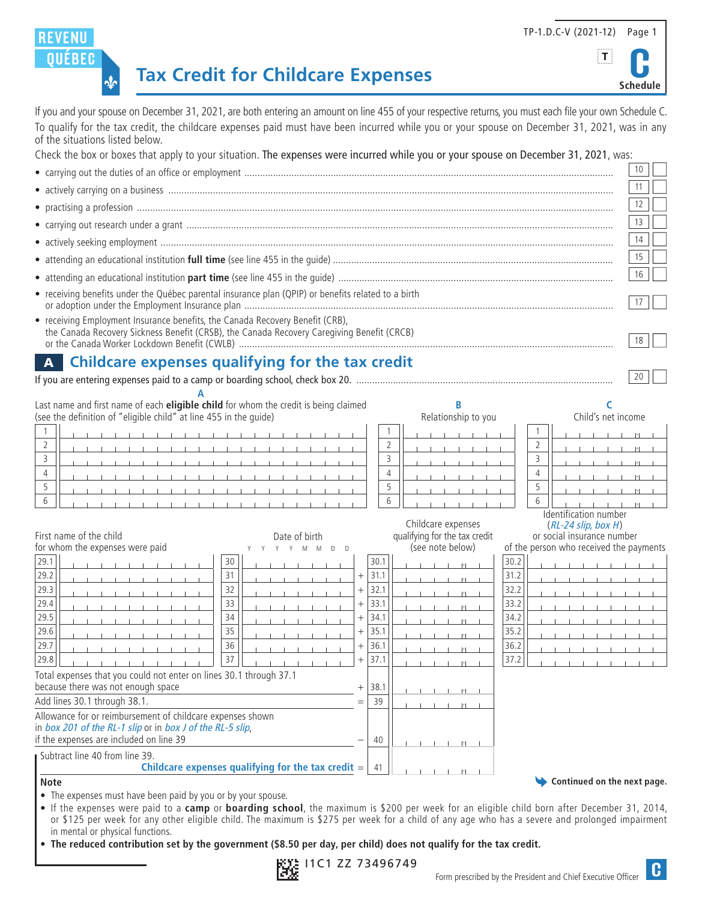REVENU QUÉBEC

TP-1.D.C-V (2021-12)

# Tax Credit for Childcare Expenses

**Schedule C**

If you and your spouse on December 31, 2021, are both entering an amount on line 455 of your respective returns, you must each file your own Schedule C.

To qualify for the tax credit, the childcare expenses paid must have been incurred while you or your spouse on December 31, 2021, was in any of the situations listed below.

Check the box or boxes that apply to your situation. **The expenses were incurred while you or your spouse on December 31, 2021,** was:

- carrying out the duties of an office or employment ..... 10
- actively carrying on a business ..... 11
- practising a profession ..... 12
- carrying out research under a grant ..... 13
- actively seeking employment ..... 14
- attending an educational institution **full time** (see line 455 in the guide) ..... 15
- attending an educational institution **part time** (see line 455 in the guide) ..... 16
- receiving benefits under the Québec parental insurance plan (QPIP) or benefits related to a birth or adoption under the Employment Insurance plan ..... 17
- receiving Employment Insurance benefits, the Canada Recovery Benefit (CRB), the Canada Recovery Sickness Benefit (CRSB), the Canada Recovery Caregiving Benefit (CRCB) or the Canada Worker Lockdown Benefit (CWLB) ..... 18

## A Childcare expenses qualifying for the tax credit

If you are entering expenses paid to a camp or boarding school, check box 20. ..... 20

| | A<br>Last name and first name of each **eligible child** for whom the credit is being claimed (see the definition of "eligible child" at line 455 in the guide) | B<br>Relationship to you | C<br>Child's net income |
|---|---|---|---|
| 1 | | | |
| 2 | | | |
| 3 | | | |
| 4 | | | |
| 5 | | | |
| 6 | | | |

| | First name of the child for whom the expenses were paid | | Date of birth (Y Y Y Y M M D D) | | | Childcare expenses qualifying for the tax credit (see note below) | | Identification number (*RL-24 slip, box H*) or social insurance number of the person who received the payments |
|---|---|---|---|---|---|---|---|---|
| 29.1 | | 30 | | | 30.1 | | 30.2 | |
| 29.2 | | 31 | | + | 31.1 | | 31.2 | |
| 29.3 | | 32 | | + | 32.1 | | 32.2 | |
| 29.4 | | 33 | | + | 33.1 | | 33.2 | |
| 29.5 | | 34 | | + | 34.1 | | 34.2 | |
| 29.6 | | 35 | | + | 35.1 | | 35.2 | |
| 29.7 | | 36 | | + | 36.1 | | 36.2 | |
| 29.8 | | 37 | | + | 37.1 | | 37.2 | |

| | | | |
|---|---|---|---|
| Total expenses that you could not enter on lines 30.1 through 37.1 because there was not enough space | + | 38.1 | |
| Add lines 30.1 through 38.1. | = | 39 | |
| Allowance for or reimbursement of childcare expenses shown in *box 201 of the RL-1 slip* or in *box J of the RL-5 slip*, if the expenses are included on line 39 | − | 40 | |
| Subtract line 40 from line 39. **Childcare expenses qualifying for the tax credit** | = | 41 | |

**Note**

- The expenses must have been paid by you or by your spouse.
- If the expenses were paid to a **camp** or **boarding school**, the maximum is $200 per week for an eligible child born after December 31, 2014, or $125 per week for any other eligible child. The maximum is $275 per week for a child of any age who has a severe and prolonged impairment in mental or physical functions.
- **The reduced contribution set by the government ($8.50 per day, per child) does not qualify for the tax credit.**

**Continued on the next page.**

I1C1 ZZ 73496749

Form prescribed by the President and Chief Executive Officer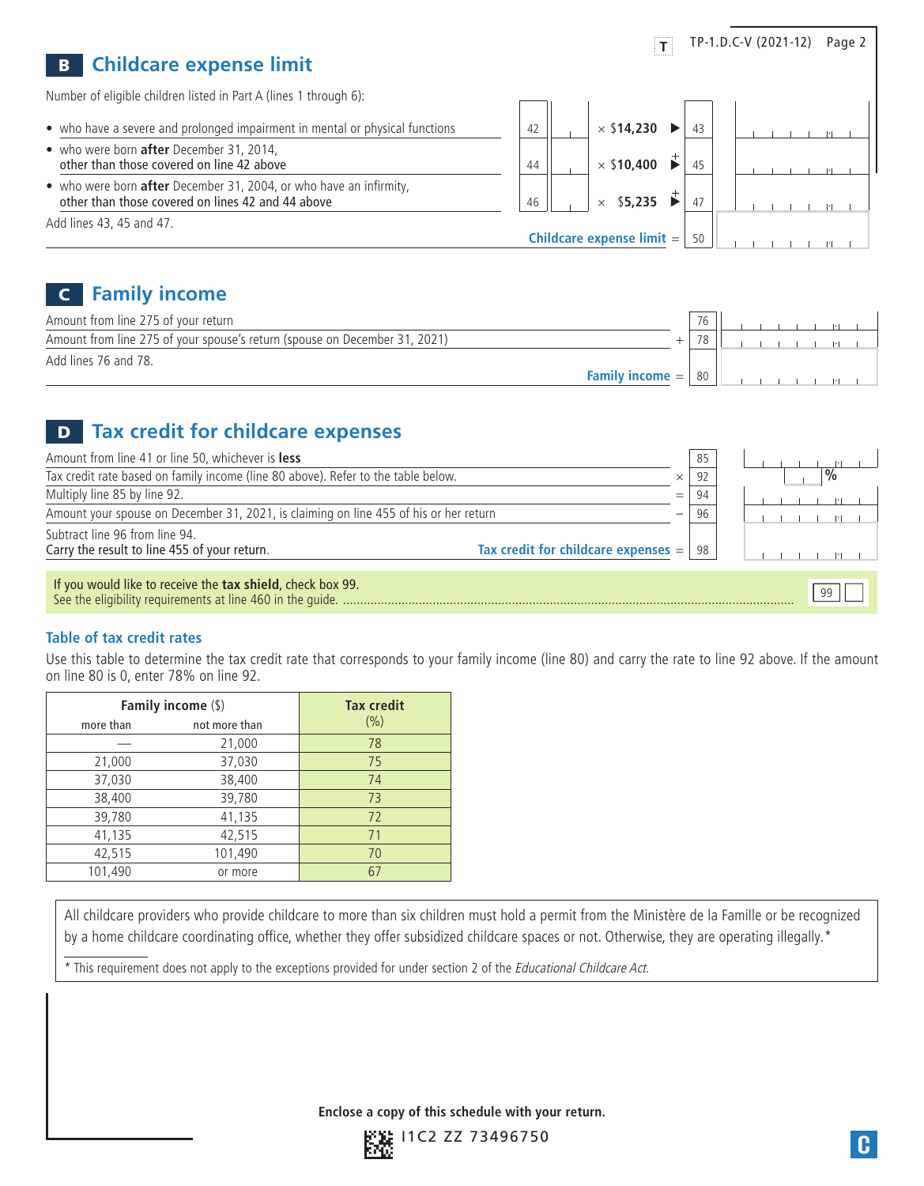## B Childcare expense limit

Number of eligible children listed in Part A (lines 1 through 6):

- who have a severe and prolonged impairment in mental or physical functions — 42 × **$14,230** ▶ 43
- who were born **after** December 31, 2014, other than those covered on line 42 above — 44 × **$10,400** ▶ + 45
- who were born **after** December 31, 2004, or who have an infirmity, other than those covered on lines 42 and 44 above — 46 × **$5,235** ▶ + 47

Add lines 43, 45 and 47.

**Childcare expense limit** = 50

## C Family income

| | | |
|---|---|---|
| Amount from line 275 of your return | | 76 |
| Amount from line 275 of your spouse's return (spouse on December 31, 2021) | + | 78 |
| Add lines 76 and 78. **Family income** | = | 80 |

## D Tax credit for childcare expenses

| | | |
|---|---|---|
| Amount from line 41 or line 50, whichever is **less** | | 85 |
| Tax credit rate based on family income (line 80 above). Refer to the table below. | × | 92 % |
| Multiply line 85 by line 92. | = | 94 |
| Amount your spouse on December 31, 2021, is claiming on line 455 of his or her return | − | 96 |
| Subtract line 96 from line 94. Carry the result to line 455 of your return. **Tax credit for childcare expenses** | = | 98 |

If you would like to receive the **tax shield**, check box 99.
See the eligibility requirements at line 460 in the guide. ........ 99

### Table of tax credit rates

Use this table to determine the tax credit rate that corresponds to your family income (line 80) and carry the rate to line 92 above. If the amount on line 80 is 0, enter 78% on line 92.

| Family income ($) more than | not more than | Tax credit (%) |
|---|---|---|
| — | 21,000 | 78 |
| 21,000 | 37,030 | 75 |
| 37,030 | 38,400 | 74 |
| 38,400 | 39,780 | 73 |
| 39,780 | 41,135 | 72 |
| 41,135 | 42,515 | 71 |
| 42,515 | 101,490 | 70 |
| 101,490 | or more | 67 |

All childcare providers who provide childcare to more than six children must hold a permit from the Ministère de la Famille or be recognized by a home childcare coordinating office, whether they offer subsidized childcare spaces or not. Otherwise, they are operating illegally.*

\* This requirement does not apply to the exceptions provided for under section 2 of the *Educational Childcare Act*.

**Enclose a copy of this schedule with your return.**